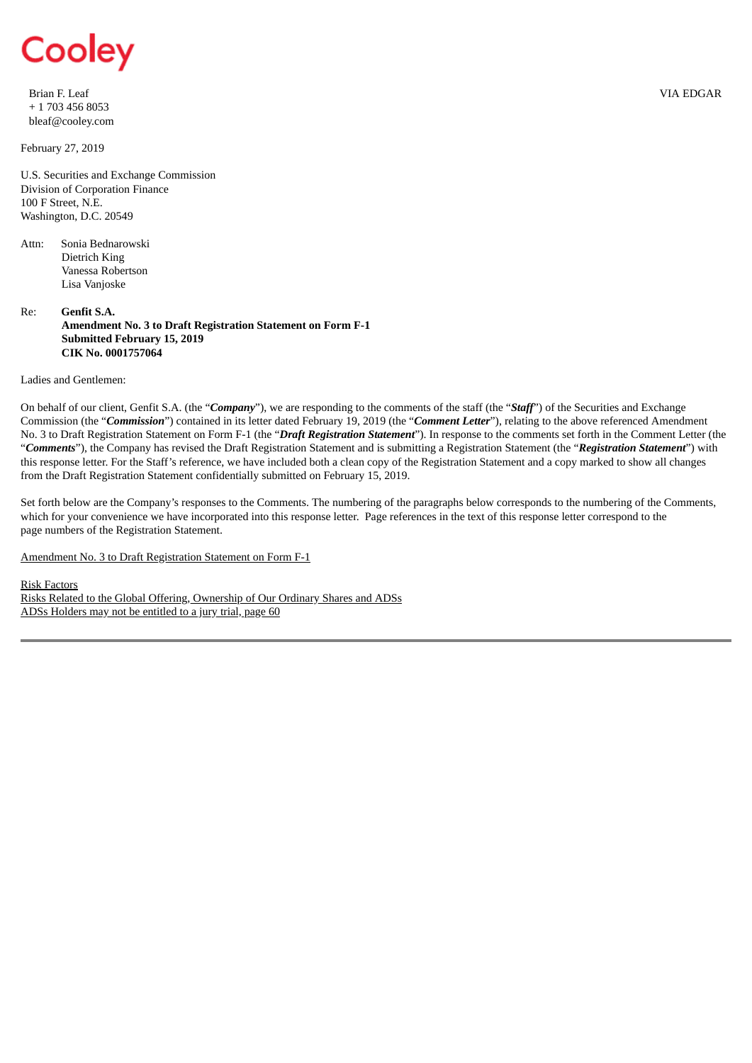Cooley

Brian F. Leaf
+ 1 703 456 8053
bleaf@cooley.com

VIA EDGAR

February 27, 2019

U.S. Securities and Exchange Commission
Division of Corporation Finance
100 F Street, N.E.
Washington, D.C. 20549

Attn: Sonia Bednarowski
Dietrich King
Vanessa Robertson
Lisa Vanjoske

Re: **Genfit S.A.**
**Amendment No. 3 to Draft Registration Statement on Form F-1**
**Submitted February 15, 2019**
**CIK No. 0001757064**

Ladies and Gentlemen:

On behalf of our client, Genfit S.A. (the "***Company***"), we are responding to the comments of the staff (the "***Staff***") of the Securities and Exchange Commission (the "***Commission***") contained in its letter dated February 19, 2019 (the "***Comment Letter***"), relating to the above referenced Amendment No. 3 to Draft Registration Statement on Form F-1 (the "***Draft Registration Statement***"). In response to the comments set forth in the Comment Letter (the "***Comments***"), the Company has revised the Draft Registration Statement and is submitting a Registration Statement (the "***Registration Statement***") with this response letter. For the Staff's reference, we have included both a clean copy of the Registration Statement and a copy marked to show all changes from the Draft Registration Statement confidentially submitted on February 15, 2019.

Set forth below are the Company's responses to the Comments. The numbering of the paragraphs below corresponds to the numbering of the Comments, which for your convenience we have incorporated into this response letter. Page references in the text of this response letter correspond to the page numbers of the Registration Statement.

Amendment No. 3 to Draft Registration Statement on Form F-1

Risk Factors
Risks Related to the Global Offering, Ownership of Our Ordinary Shares and ADSs
ADSs Holders may not be entitled to a jury trial, page 60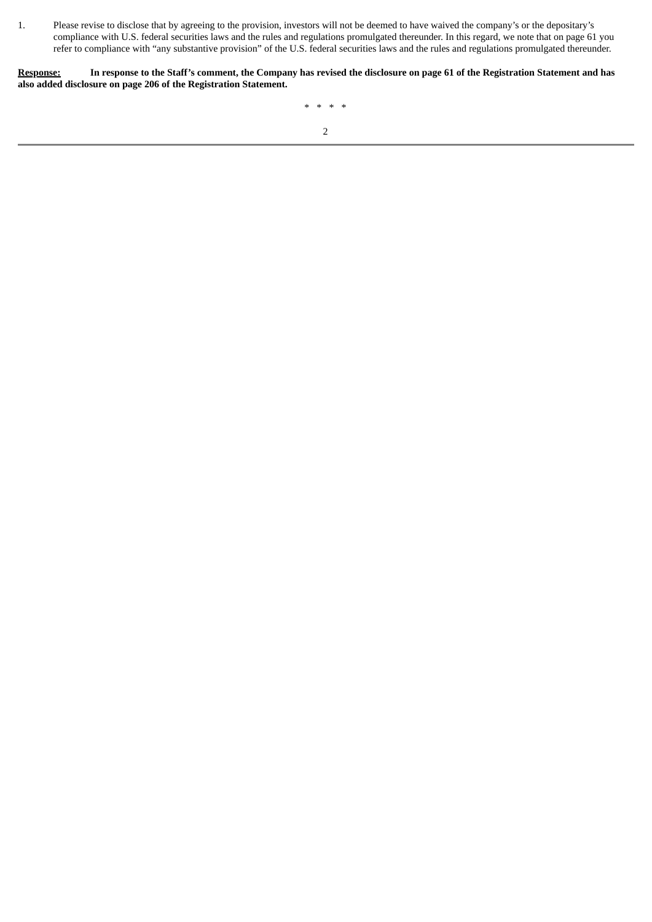1. Please revise to disclose that by agreeing to the provision, investors will not be deemed to have waived the company's or the depositary's compliance with U.S. federal securities laws and the rules and regulations promulgated thereunder. In this regard, we note that on page 61 you refer to compliance with "any substantive provision" of the U.S. federal securities laws and the rules and regulations promulgated thereunder.

**<u>Response:</u>** **In response to the Staff's comment, the Company has revised the disclosure on page 61 of the Registration Statement and has also added disclosure on page 206 of the Registration Statement.**

\* \* \* \*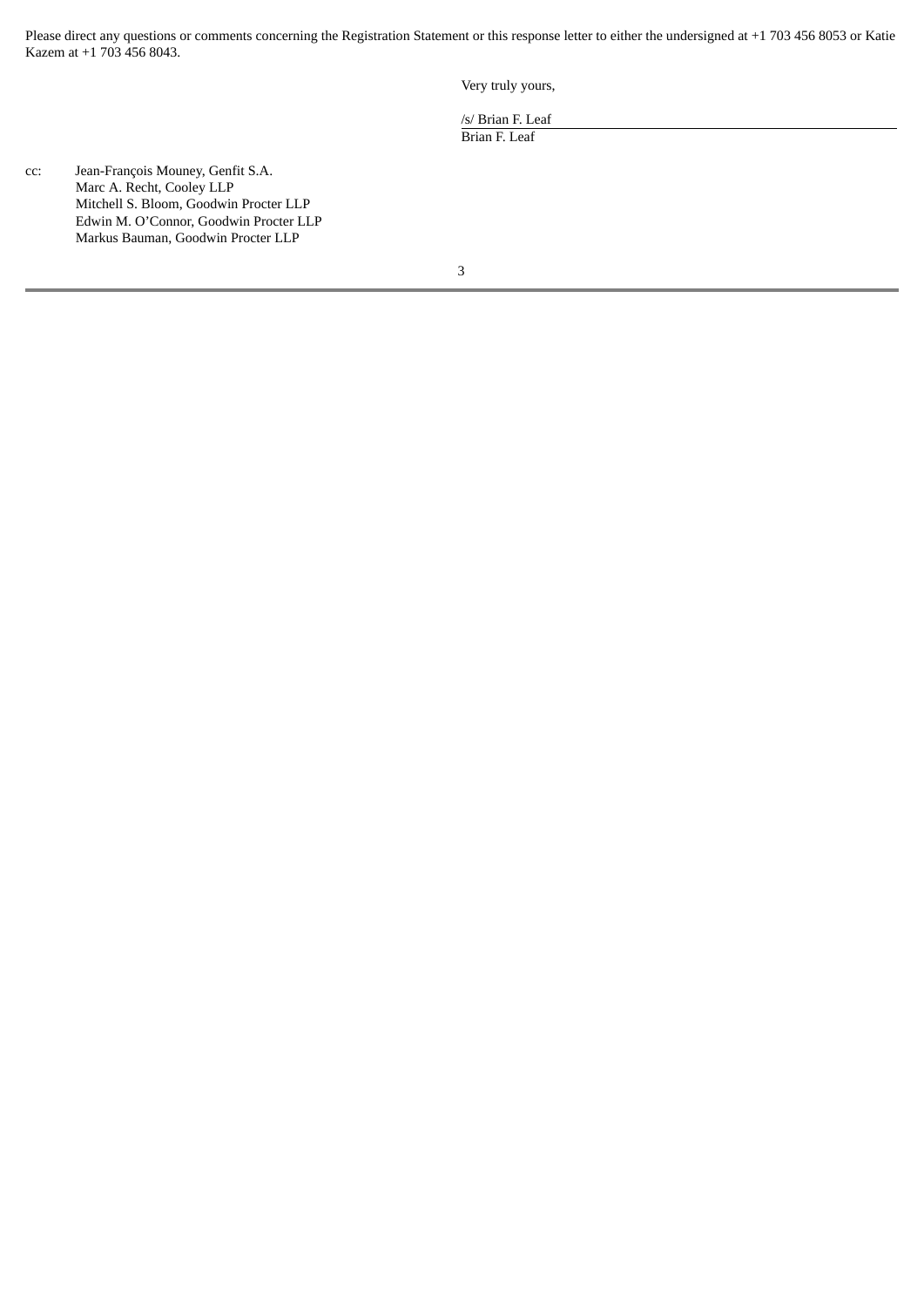Please direct any questions or comments concerning the Registration Statement or this response letter to either the undersigned at +1 703 456 8053 or Katie Kazem at +1 703 456 8043.

Very truly yours,

/s/ Brian F. Leaf

Brian F. Leaf

cc: Jean-François Mouney, Genfit S.A.
Marc A. Recht, Cooley LLP
Mitchell S. Bloom, Goodwin Procter LLP
Edwin M. O'Connor, Goodwin Procter LLP
Markus Bauman, Goodwin Procter LLP